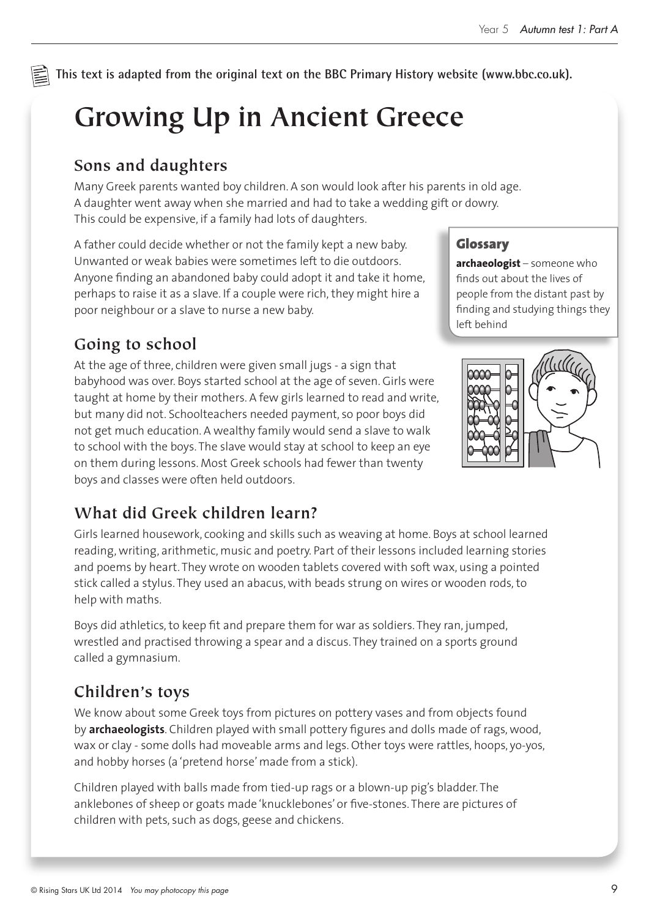This text is adapted from the original text on the BBC Primary History website (www.bbc.co.uk).

# Growing Up in Ancient Greece

## Sons and daughters

Many Greek parents wanted boy children. A son would look after his parents in old age. A daughter went away when she married and had to take a wedding gift or dowry. This could be expensive, if a family had lots of daughters.

A father could decide whether or not the family kept a new baby. Unwanted or weak babies were sometimes left to die outdoors. Anyone finding an abandoned baby could adopt it and take it home, perhaps to raise it as a slave. If a couple were rich, they might hire a poor neighbour or a slave to nurse a new baby.

> **Glossary**
>
> **archaeologist** – someone who finds out about the lives of people from the distant past by finding and studying things they left behind

## Going to school

At the age of three, children were given small jugs - a sign that babyhood was over. Boys started school at the age of seven. Girls were taught at home by their mothers. A few girls learned to read and write, but many did not. Schoolteachers needed payment, so poor boys did not get much education. A wealthy family would send a slave to walk to school with the boys. The slave would stay at school to keep an eye on them during lessons. Most Greek schools had fewer than twenty boys and classes were often held outdoors.

## What did Greek children learn?

Girls learned housework, cooking and skills such as weaving at home. Boys at school learned reading, writing, arithmetic, music and poetry. Part of their lessons included learning stories and poems by heart. They wrote on wooden tablets covered with soft wax, using a pointed stick called a stylus. They used an abacus, with beads strung on wires or wooden rods, to help with maths.

Boys did athletics, to keep fit and prepare them for war as soldiers. They ran, jumped, wrestled and practised throwing a spear and a discus. They trained on a sports ground called a gymnasium.

## Children's toys

We know about some Greek toys from pictures on pottery vases and from objects found by **archaeologists**. Children played with small pottery figures and dolls made of rags, wood, wax or clay - some dolls had moveable arms and legs. Other toys were rattles, hoops, yo-yos, and hobby horses (a 'pretend horse' made from a stick).

Children played with balls made from tied-up rags or a blown-up pig's bladder. The anklebones of sheep or goats made 'knucklebones' or five-stones. There are pictures of children with pets, such as dogs, geese and chickens.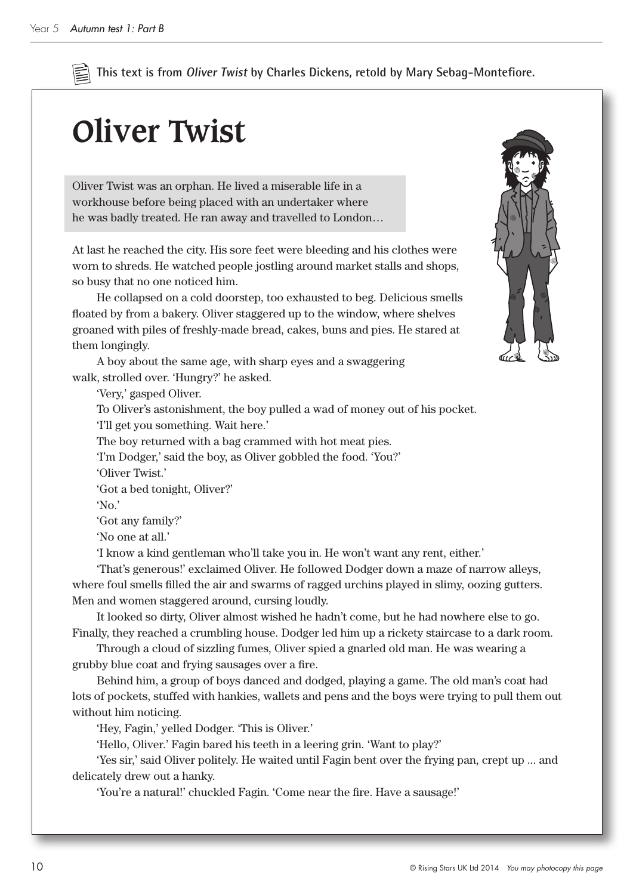This text is from *Oliver Twist* by Charles Dickens, retold by Mary Sebag-Montefiore.

# Oliver Twist

Oliver Twist was an orphan. He lived a miserable life in a workhouse before being placed with an undertaker where he was badly treated. He ran away and travelled to London…

At last he reached the city. His sore feet were bleeding and his clothes were worn to shreds. He watched people jostling around market stalls and shops, so busy that no one noticed him.

He collapsed on a cold doorstep, too exhausted to beg. Delicious smells floated by from a bakery. Oliver staggered up to the window, where shelves groaned with piles of freshly-made bread, cakes, buns and pies. He stared at them longingly.

A boy about the same age, with sharp eyes and a swaggering walk, strolled over. 'Hungry?' he asked.

'Very,' gasped Oliver.

To Oliver's astonishment, the boy pulled a wad of money out of his pocket.

'I'll get you something. Wait here.'

The boy returned with a bag crammed with hot meat pies.

'I'm Dodger,' said the boy, as Oliver gobbled the food. 'You?'

'Oliver Twist.'

'Got a bed tonight, Oliver?'

'No.'

'Got any family?'

'No one at all.'

'I know a kind gentleman who'll take you in. He won't want any rent, either.'

'That's generous!' exclaimed Oliver. He followed Dodger down a maze of narrow alleys, where foul smells filled the air and swarms of ragged urchins played in slimy, oozing gutters. Men and women staggered around, cursing loudly.

It looked so dirty, Oliver almost wished he hadn't come, but he had nowhere else to go. Finally, they reached a crumbling house. Dodger led him up a rickety staircase to a dark room.

Through a cloud of sizzling fumes, Oliver spied a gnarled old man. He was wearing a grubby blue coat and frying sausages over a fire.

Behind him, a group of boys danced and dodged, playing a game. The old man's coat had lots of pockets, stuffed with hankies, wallets and pens and the boys were trying to pull them out without him noticing.

'Hey, Fagin,' yelled Dodger. 'This is Oliver.'

'Hello, Oliver.' Fagin bared his teeth in a leering grin. 'Want to play?'

'Yes sir,' said Oliver politely. He waited until Fagin bent over the frying pan, crept up ... and delicately drew out a hanky.

'You're a natural!' chuckled Fagin. 'Come near the fire. Have a sausage!'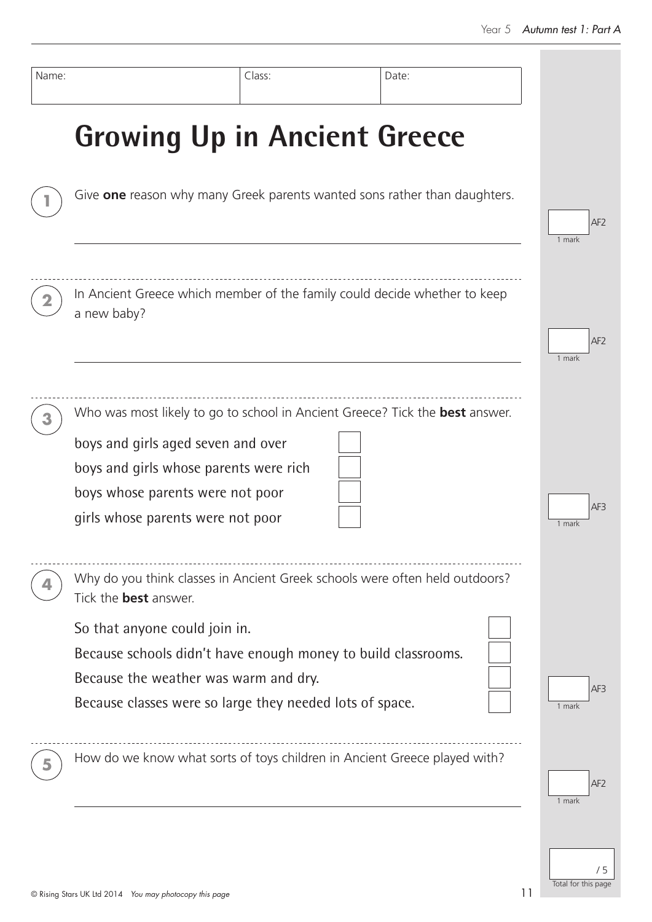| Name: | Class: | Date: |
| --- | --- | --- |
| | | |

# Growing Up in Ancient Greece

**1** Give **one** reason why many Greek parents wanted sons rather than daughters.

______________________________________________

AF2 — 1 mark

**2** In Ancient Greece which member of the family could decide whether to keep a new baby?

______________________________________________

AF2 — 1 mark

**3** Who was most likely to go to school in Ancient Greece? Tick the **best** answer.

- boys and girls aged seven and over ☐
- boys and girls whose parents were rich ☐
- boys whose parents were not poor ☐
- girls whose parents were not poor ☐

AF3 — 1 mark

**4** Why do you think classes in Ancient Greek schools were often held outdoors? Tick the **best** answer.

- So that anyone could join in. ☐
- Because schools didn't have enough money to build classrooms. ☐
- Because the weather was warm and dry. ☐
- Because classes were so large they needed lots of space. ☐

AF3 — 1 mark

**5** How do we know what sorts of toys children in Ancient Greece played with?

______________________________________________

AF2 — 1 mark

/ 5 Total for this page

© Rising Stars UK Ltd 2014 *You may photocopy this page*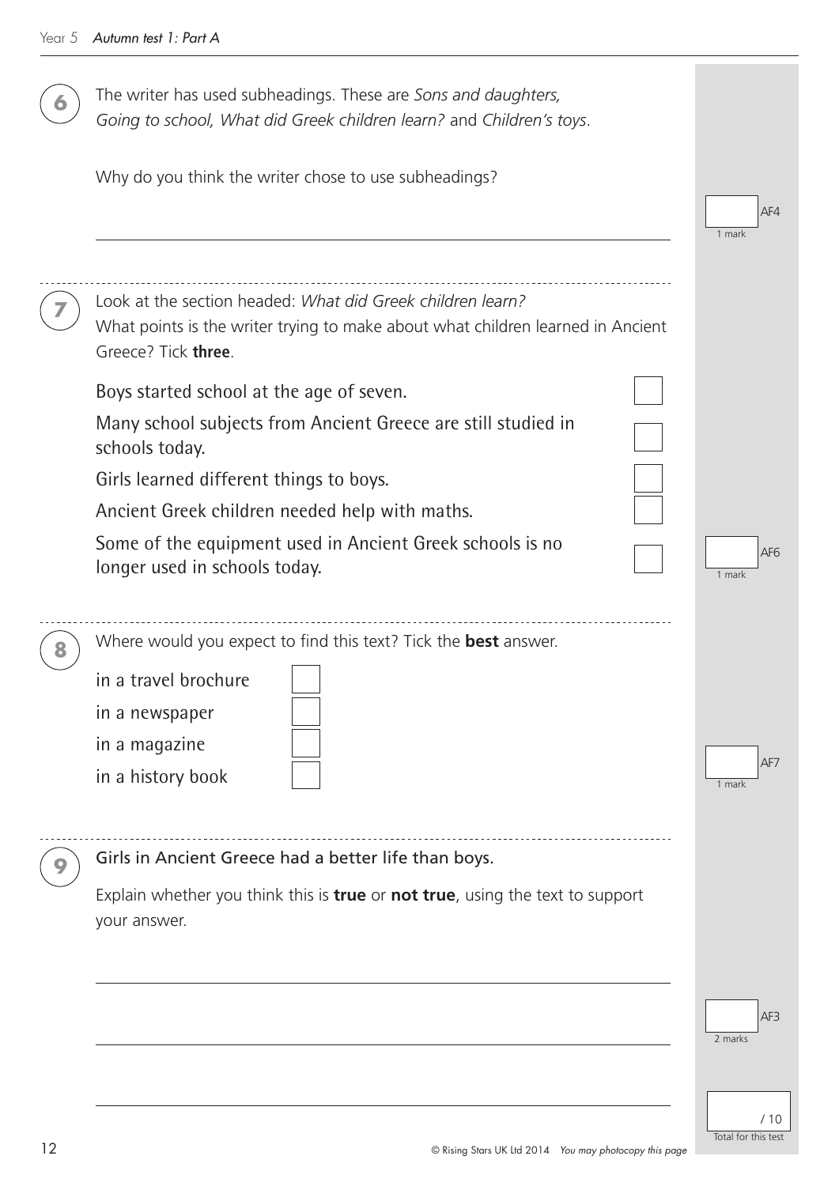**6** The writer has used subheadings. These are *Sons and daughters, Going to school, What did Greek children learn?* and *Children's toys*.

Why do you think the writer chose to use subheadings?

______________________________________________________________

AF4 — 1 mark

---

**7** Look at the section headed: *What did Greek children learn?*
What points is the writer trying to make about what children learned in Ancient Greece? Tick **three**.

- Boys started school at the age of seven. ☐
- Many school subjects from Ancient Greece are still studied in schools today. ☐
- Girls learned different things to boys. ☐
- Ancient Greek children needed help with maths. ☐
- Some of the equipment used in Ancient Greek schools is no longer used in schools today. ☐

AF6 — 1 mark

---

**8** Where would you expect to find this text? Tick the **best** answer.

- in a travel brochure ☐
- in a newspaper ☐
- in a magazine ☐
- in a history book ☐

AF7 — 1 mark

---

**9** Girls in Ancient Greece had a better life than boys.

Explain whether you think this is **true** or **not true**, using the text to support your answer.

______________________________________________________________

______________________________________________________________

______________________________________________________________

AF3 — 2 marks

/ 10 Total for this test

© Rising Stars UK Ltd 2014 *You may photocopy this page*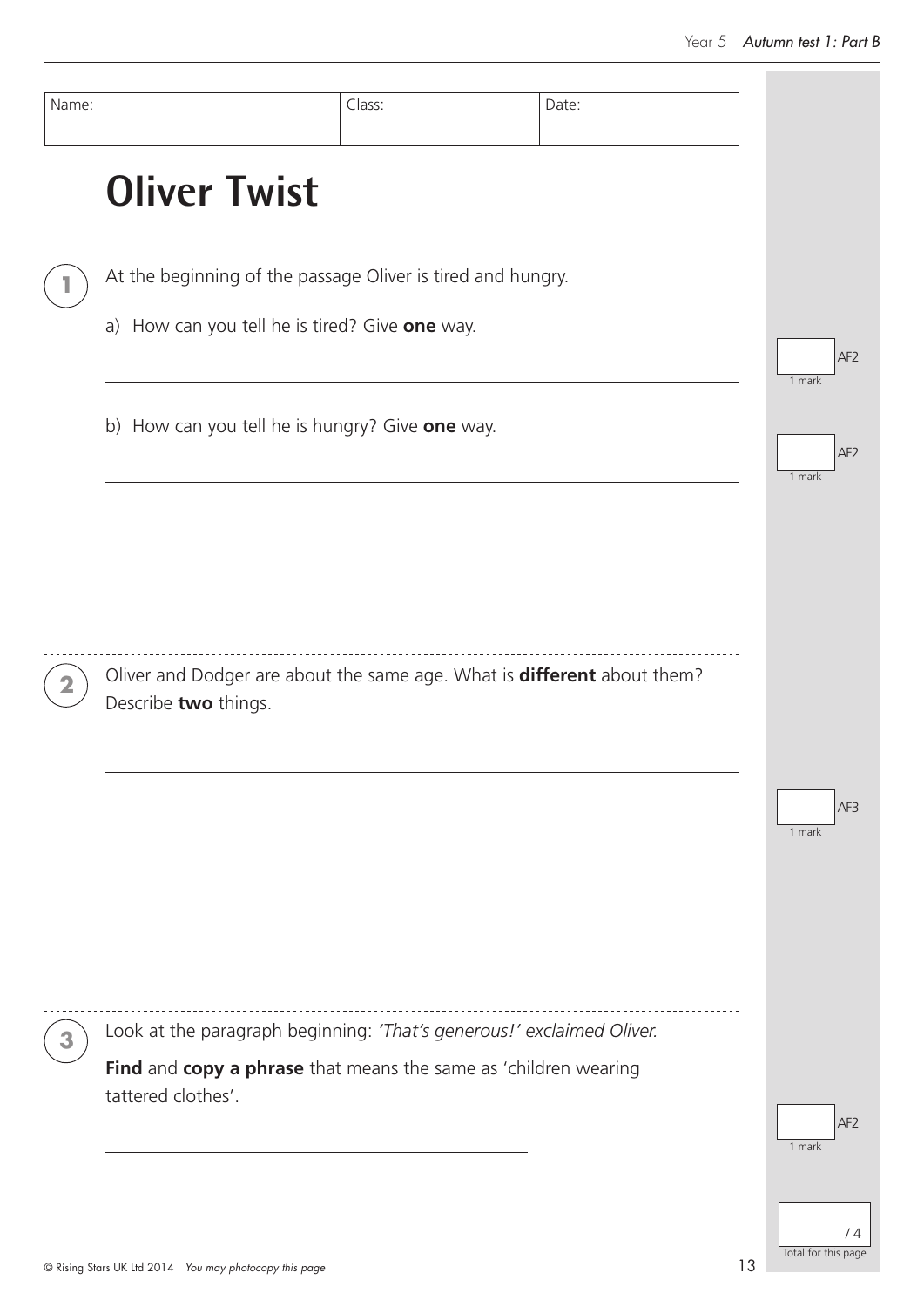| Name: | Class: | Date: |
| --- | --- | --- |
| | | |

# Oliver Twist

**1** At the beginning of the passage Oliver is tired and hungry.

a) How can you tell he is tired? Give **one** way.

_______________________________________________

1 mark AF2

b) How can you tell he is hungry? Give **one** way.

_______________________________________________

1 mark AF2

**2** Oliver and Dodger are about the same age. What is **different** about them? Describe **two** things.

_______________________________________________

_______________________________________________

1 mark AF3

**3** Look at the paragraph beginning: *'That's generous!' exclaimed Oliver.*

**Find** and **copy a phrase** that means the same as 'children wearing tattered clothes'.

_______________________________

1 mark AF2

/ 4 Total for this page

© Rising Stars UK Ltd 2014 *You may photocopy this page*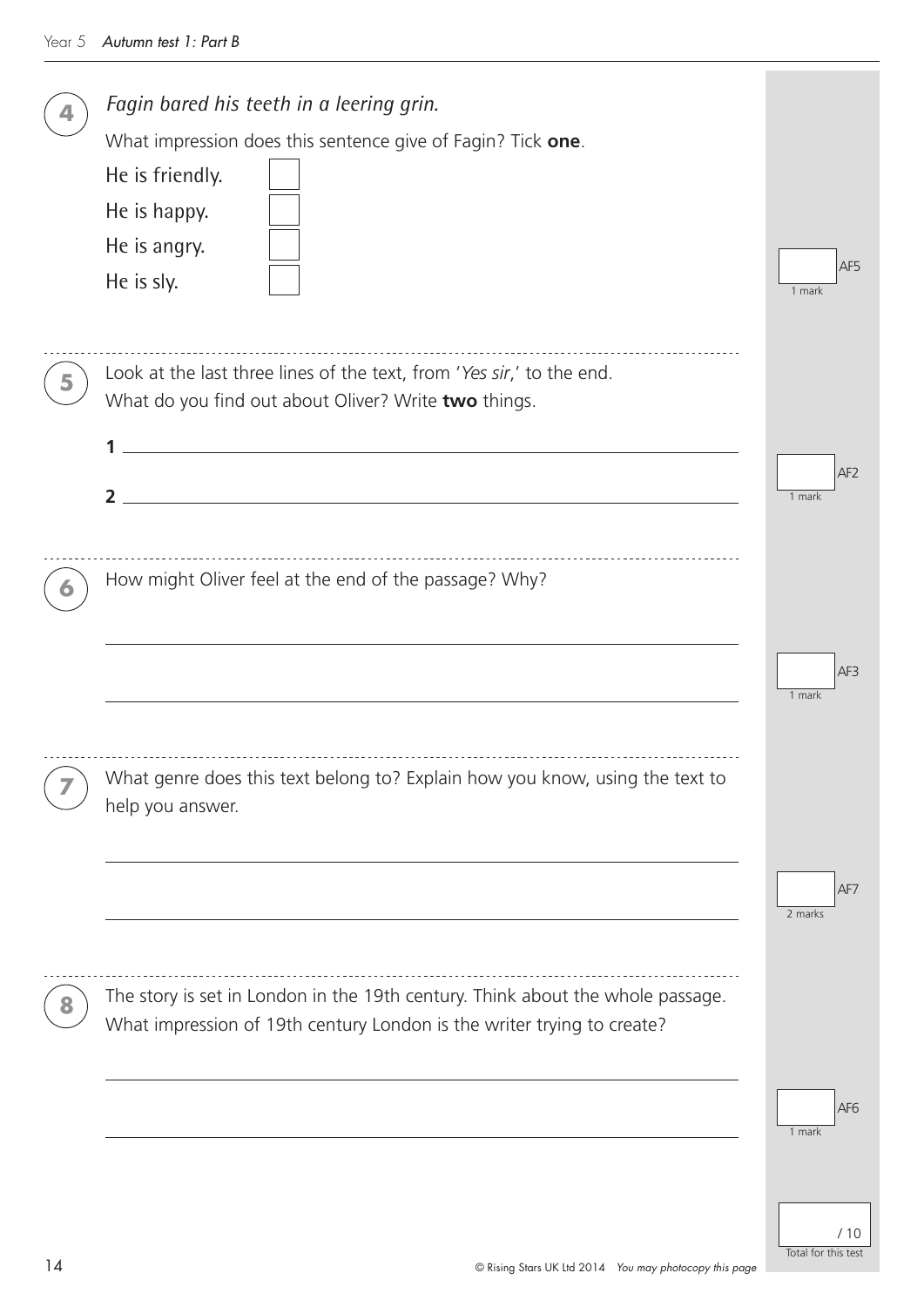**4** *Fagin bared his teeth in a leering grin.*

What impression does this sentence give of Fagin? Tick **one**.

- He is friendly. ☐
- He is happy. ☐
- He is angry. ☐
- He is sly. ☐

AF5 — 1 mark

---

**5** Look at the last three lines of the text, from '*Yes sir*,' to the end.
What do you find out about Oliver? Write **two** things.

**1** \_\_\_\_\_\_\_\_\_\_\_\_\_\_\_\_\_\_\_\_\_\_\_\_\_\_\_\_\_\_\_\_\_\_\_\_\_\_\_\_

**2** \_\_\_\_\_\_\_\_\_\_\_\_\_\_\_\_\_\_\_\_\_\_\_\_\_\_\_\_\_\_\_\_\_\_\_\_\_\_\_\_

AF2 — 1 mark

---

**6** How might Oliver feel at the end of the passage? Why?

\_\_\_\_\_\_\_\_\_\_\_\_\_\_\_\_\_\_\_\_\_\_\_\_\_\_\_\_\_\_\_\_\_\_\_\_\_\_\_\_

\_\_\_\_\_\_\_\_\_\_\_\_\_\_\_\_\_\_\_\_\_\_\_\_\_\_\_\_\_\_\_\_\_\_\_\_\_\_\_\_

AF3 — 1 mark

---

**7** What genre does this text belong to? Explain how you know, using the text to help you answer.

\_\_\_\_\_\_\_\_\_\_\_\_\_\_\_\_\_\_\_\_\_\_\_\_\_\_\_\_\_\_\_\_\_\_\_\_\_\_\_\_

\_\_\_\_\_\_\_\_\_\_\_\_\_\_\_\_\_\_\_\_\_\_\_\_\_\_\_\_\_\_\_\_\_\_\_\_\_\_\_\_

AF7 — 2 marks

---

**8** The story is set in London in the 19th century. Think about the whole passage.
What impression of 19th century London is the writer trying to create?

\_\_\_\_\_\_\_\_\_\_\_\_\_\_\_\_\_\_\_\_\_\_\_\_\_\_\_\_\_\_\_\_\_\_\_\_\_\_\_\_

\_\_\_\_\_\_\_\_\_\_\_\_\_\_\_\_\_\_\_\_\_\_\_\_\_\_\_\_\_\_\_\_\_\_\_\_\_\_\_\_

AF6 — 1 mark

---

/ 10
Total for this test

© Rising Stars UK Ltd 2014 *You may photocopy this page*